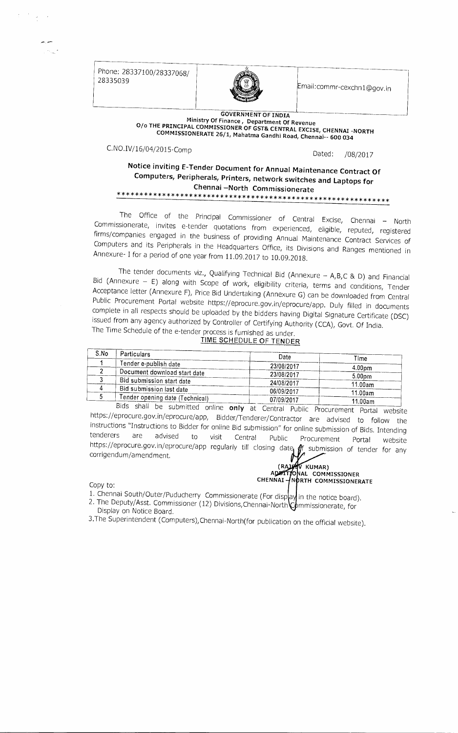Phone: 28337100/28337068/ 28335039

Email:commr-cexchn1@gov.in

**GOVERNMENT OF INDIA**
**Ministry Of Finance , Department Of Revenue**
**O/o THE PRINCIPAL COMMISSIONER OF GST& CENTRAL EXCISE, CHENNAI -NORTH COMMISSIONERATE 26/1, Mahatma Gandhi Road, Chennai-- 600 034**

C.NO.IV/16/04/2015-Comp

Dated: /08/2017

## Notice inviting E-Tender Document for Annual Maintenance Contract Of Computers, Peripherals, Printers, network switches and Laptops for Chennai –North Commissionerate

*********************************************************

The Office of the Principal Commissioner of Central Excise, Chennai – North Commissionerate, invites e-tender quotations from experienced, eligible, reputed, registered firms/companies engaged in the business of providing Annual Maintenance Contract Services of Computers and its Peripherals in the Headquarters Office, its Divisions and Ranges mentioned in Annexure- I for a period of one year from 11.09.2017 to 10.09.2018.

The tender documents viz., Qualifying Technical Bid (Annexure – A,B,C & D) and Financial Bid (Annexure – E) along with Scope of work, eligibility criteria, terms and conditions, Tender Acceptance letter (Annexure F), Price Bid Undertaking (Annexure G) can be downloaded from Central Public Procurement Portal website https://eprocure.gov.in/eprocure/app. Duly filled in documents complete in all respects should be uploaded by the bidders having Digital Signature Certificate (DSC) issued from any agency authorized by Controller of Certifying Authority (CCA), Govt. Of India. The Time Schedule of the e-tender process is furnished as under.

**TIME SCHEDULE OF TENDER**

| S.No | Particulars | Date | Time |
|---|---|---|---|
| 1 | Tender e-publish date | 23/08/2017 | 4.00pm |
| 2 | Document download start date | 23/08/2017 | 5.00pm |
| 3 | Bid submission start date | 24/08/2017 | 11.00am |
| 4 | Bid submission last date | 06/09/2017 | 11.00am |
| 5 | Tender opening date (Technical) | 07/09/2017 | 11.00am |

Bids shall be submitted online **only** at Central Public Procurement Portal website https://eprocure.gov.in/eprocure/app, Bidder/Tenderer/Contractor are advised to follow the instructions "Instructions to Bidder for online Bid submission" for online submission of Bids. Intending tenderers are advised to visit Central Public Procurement Portal website https://eprocure.gov.in/eprocure/app regularly till closing date of submission of tender for any corrigendum/amendment.

**(RAJEEV KUMAR)**
**ADDITIONAL COMMISSIONER**
**CHENNAI – NORTH COMMISSIONERATE**

Copy to:

1. Chennai South/Outer/Puducherry Commissionerate (For display in the notice board).
2. The Deputy/Asst. Commissioner (12) Divisions,Chennai-North Commissionerate, for Display on Notice Board.
3. The Superintendent (Computers),Chennai-North(for publication on the official website).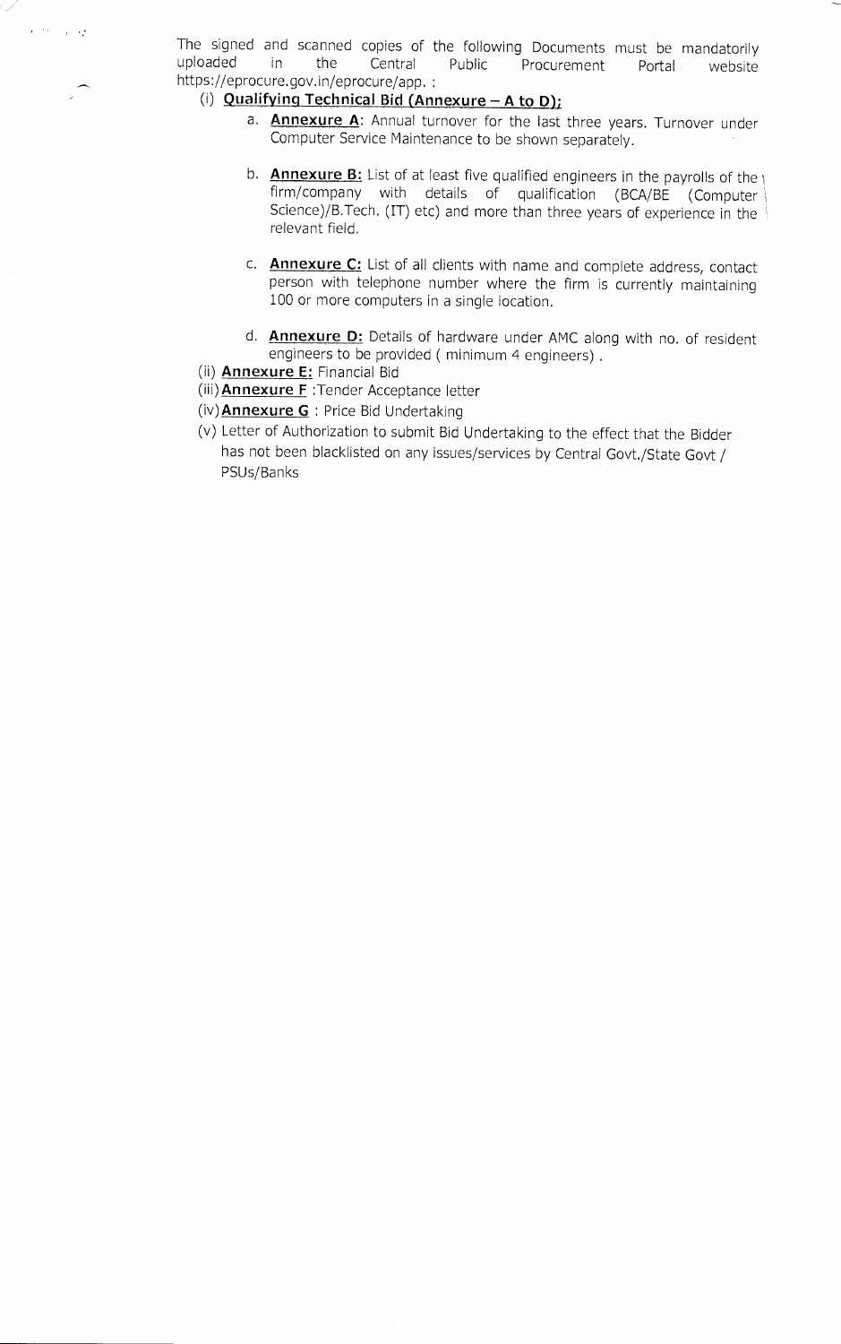The signed and scanned copies of the following Documents must be mandatorily uploaded in the Central Public Procurement Portal website https://eprocure.gov.in/eprocure/app. :

(i) **Qualifying Technical Bid (Annexure – A to D):**

a. **Annexure A**: Annual turnover for the last three years. Turnover under Computer Service Maintenance to be shown separately.

b. **Annexure B:** List of at least five qualified engineers in the payrolls of the firm/company with details of qualification (BCA/BE (Computer Science)/B.Tech. (IT) etc) and more than three years of experience in the relevant field.

c. **Annexure C:** List of all clients with name and complete address, contact person with telephone number where the firm is currently maintaining 100 or more computers in a single location.

d. **Annexure D:** Details of hardware under AMC along with no. of resident engineers to be provided ( minimum 4 engineers) .

(ii) **Annexure E:** Financial Bid

(iii) **Annexure F** :Tender Acceptance letter

(iv) **Annexure G** : Price Bid Undertaking

(v) Letter of Authorization to submit Bid Undertaking to the effect that the Bidder has not been blacklisted on any issues/services by Central Govt./State Govt / PSUs/Banks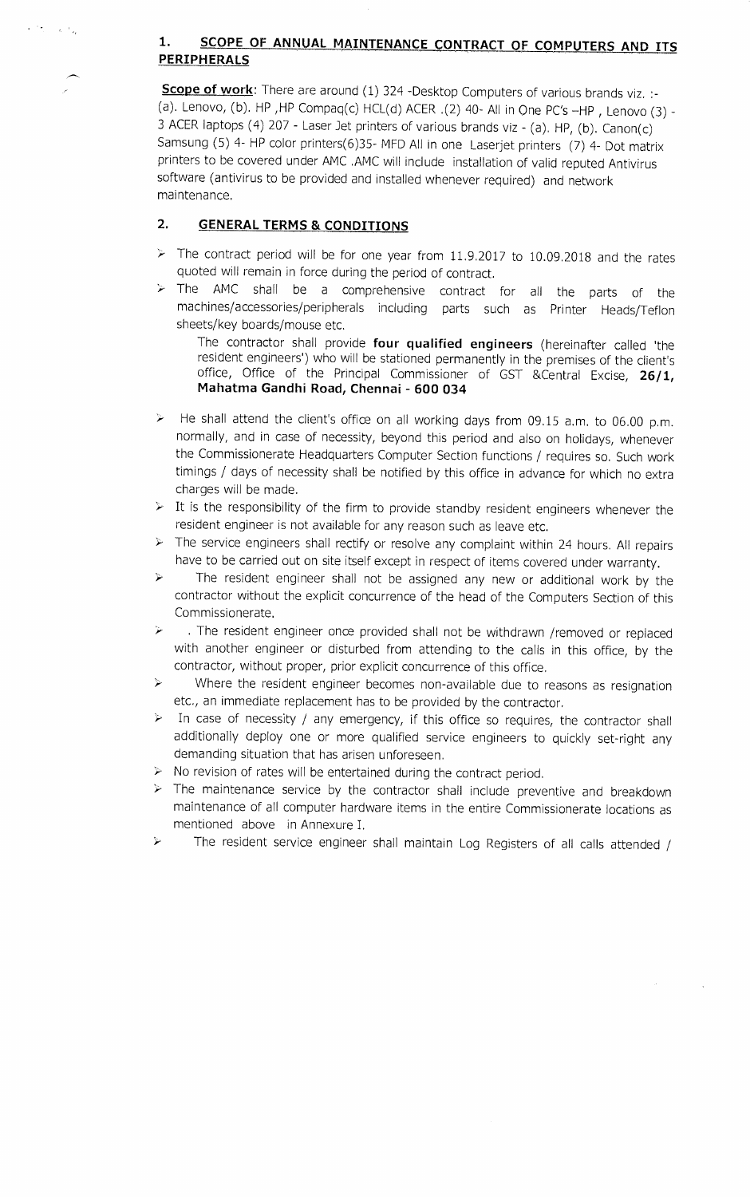## 1. SCOPE OF ANNUAL MAINTENANCE CONTRACT OF COMPUTERS AND ITS PERIPHERALS

**Scope of work**: There are around (1) 324 -Desktop Computers of various brands viz. :- (a). Lenovo, (b). HP ,HP Compaq(c) HCL(d) ACER .(2) 40- All in One PC's –HP , Lenovo (3) - 3 ACER laptops (4) 207 - Laser Jet printers of various brands viz - (a). HP, (b). Canon(c) Samsung (5) 4- HP color printers(6)35- MFD All in one Laserjet printers (7) 4- Dot matrix printers to be covered under AMC .AMC will include installation of valid reputed Antivirus software (antivirus to be provided and installed whenever required) and network maintenance.

## 2. GENERAL TERMS & CONDITIONS

- The contract period will be for one year from 11.9.2017 to 10.09.2018 and the rates quoted will remain in force during the period of contract.
- The AMC shall be a comprehensive contract for all the parts of the machines/accessories/peripherals including parts such as Printer Heads/Teflon sheets/key boards/mouse etc.

  The contractor shall provide **four qualified engineers** (hereinafter called 'the resident engineers') who will be stationed permanently in the premises of the client's office, Office of the Principal Commissioner of GST &Central Excise, **26/1, Mahatma Gandhi Road, Chennai - 600 034**
- He shall attend the client's office on all working days from 09.15 a.m. to 06.00 p.m. normally, and in case of necessity, beyond this period and also on holidays, whenever the Commissionerate Headquarters Computer Section functions / requires so. Such work timings / days of necessity shall be notified by this office in advance for which no extra charges will be made.
- It is the responsibility of the firm to provide standby resident engineers whenever the resident engineer is not available for any reason such as leave etc.
- The service engineers shall rectify or resolve any complaint within 24 hours. All repairs have to be carried out on site itself except in respect of items covered under warranty.
- The resident engineer shall not be assigned any new or additional work by the contractor without the explicit concurrence of the head of the Computers Section of this Commissionerate.
- . The resident engineer once provided shall not be withdrawn /removed or replaced with another engineer or disturbed from attending to the calls in this office, by the contractor, without proper, prior explicit concurrence of this office.
- Where the resident engineer becomes non-available due to reasons as resignation etc., an immediate replacement has to be provided by the contractor.
- In case of necessity / any emergency, if this office so requires, the contractor shall additionally deploy one or more qualified service engineers to quickly set-right any demanding situation that has arisen unforeseen.
- No revision of rates will be entertained during the contract period.
- The maintenance service by the contractor shall include preventive and breakdown maintenance of all computer hardware items in the entire Commissionerate locations as mentioned above in Annexure I.
- The resident service engineer shall maintain Log Registers of all calls attended /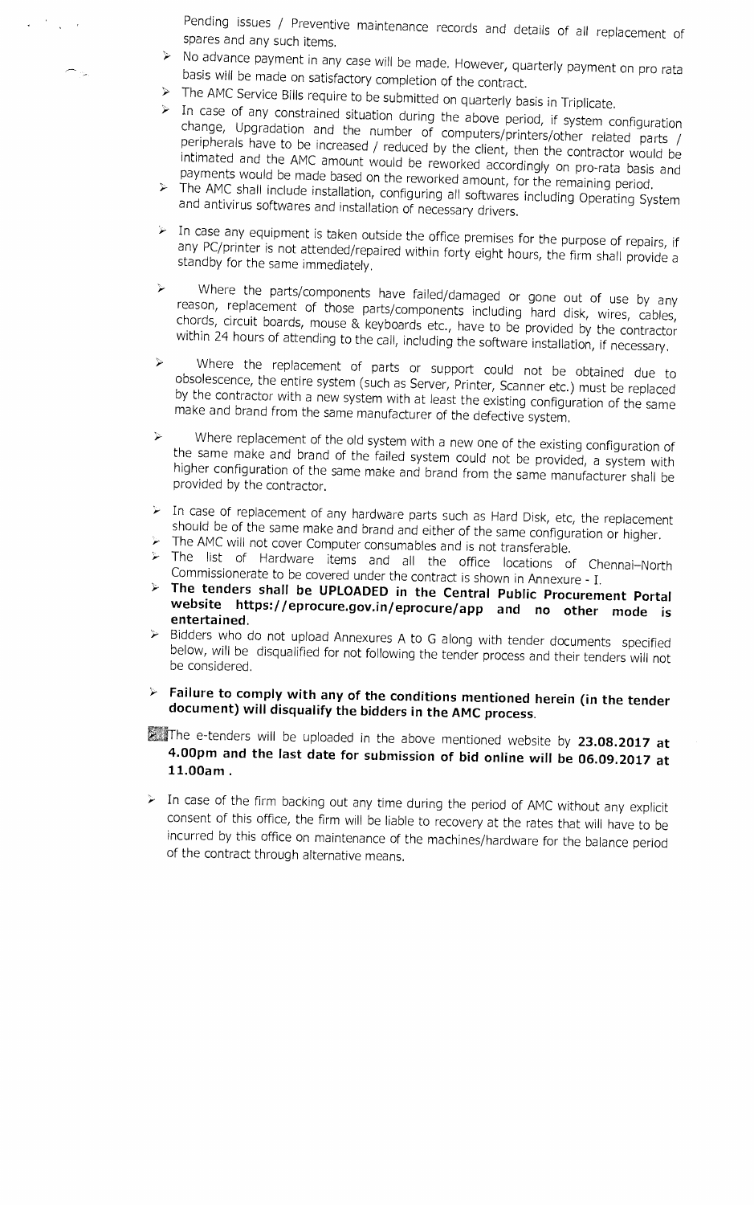Pending issues / Preventive maintenance records and details of all replacement of spares and any such items.

- No advance payment in any case will be made. However, quarterly payment on pro rata basis will be made on satisfactory completion of the contract.
- The AMC Service Bills require to be submitted on quarterly basis in Triplicate.
- In case of any constrained situation during the above period, if system configuration change, Upgradation and the number of computers/printers/other related parts / peripherals have to be increased / reduced by the client, then the contractor would be intimated and the AMC amount would be reworked accordingly on pro-rata basis and payments would be made based on the reworked amount, for the remaining period.
- The AMC shall include installation, configuring all softwares including Operating System and antivirus softwares and installation of necessary drivers.
- In case any equipment is taken outside the office premises for the purpose of repairs, if any PC/printer is not attended/repaired within forty eight hours, the firm shall provide a standby for the same immediately.
- Where the parts/components have failed/damaged or gone out of use by any reason, replacement of those parts/components including hard disk, wires, cables, chords, circuit boards, mouse & keyboards etc., have to be provided by the contractor within 24 hours of attending to the call, including the software installation, if necessary.
- Where the replacement of parts or support could not be obtained due to obsolescence, the entire system (such as Server, Printer, Scanner etc.) must be replaced by the contractor with a new system with at least the existing configuration of the same make and brand from the same manufacturer of the defective system.
- Where replacement of the old system with a new one of the existing configuration of the same make and brand of the failed system could not be provided, a system with higher configuration of the same make and brand from the same manufacturer shall be provided by the contractor.
- In case of replacement of any hardware parts such as Hard Disk, etc, the replacement should be of the same make and brand and either of the same configuration or higher.
- The AMC will not cover Computer consumables and is not transferable.
- The list of Hardware items and all the office locations of Chennai–North Commissionerate to be covered under the contract is shown in Annexure - I.
- **The tenders shall be UPLOADED in the Central Public Procurement Portal website https://eprocure.gov.in/eprocure/app and no other mode is entertained.**
- Bidders who do not upload Annexures A to G along with tender documents specified below, will be disqualified for not following the tender process and their tenders will not be considered.
- **Failure to comply with any of the conditions mentioned herein (in the tender document) will disqualify the bidders in the AMC process.**
- The e-tenders will be uploaded in the above mentioned website by **23.08.2017 at 4.00pm and the last date for submission of bid online will be 06.09.2017 at 11.00am .**
- In case of the firm backing out any time during the period of AMC without any explicit consent of this office, the firm will be liable to recovery at the rates that will have to be incurred by this office on maintenance of the machines/hardware for the balance period of the contract through alternative means.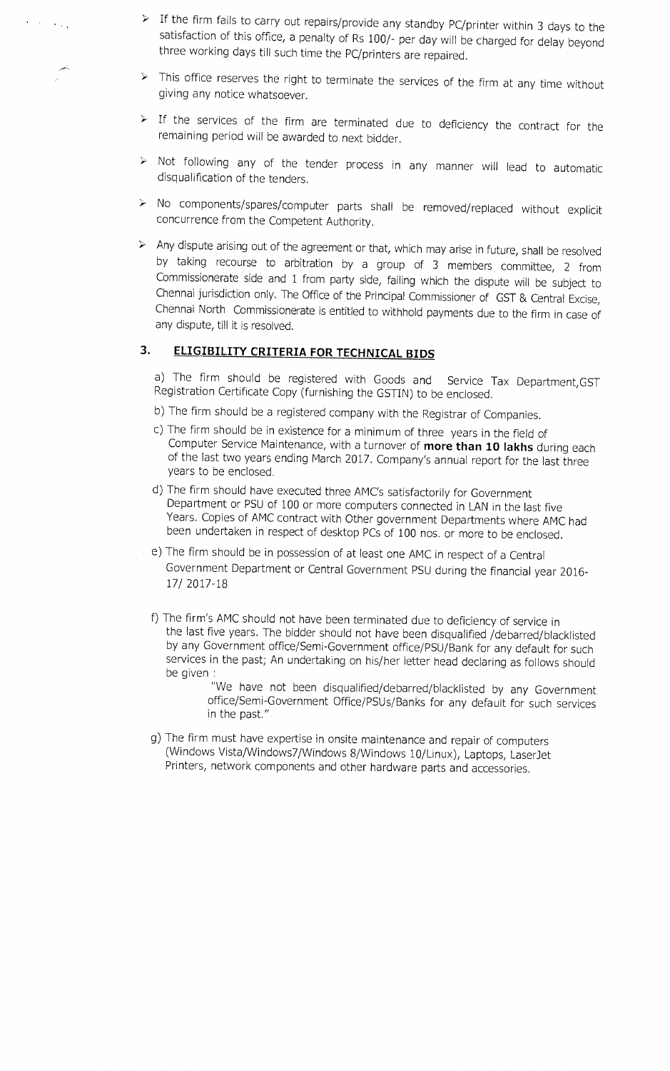- If the firm fails to carry out repairs/provide any standby PC/printer within 3 days to the satisfaction of this office, a penalty of Rs 100/- per day will be charged for delay beyond three working days till such time the PC/printers are repaired.
- This office reserves the right to terminate the services of the firm at any time without giving any notice whatsoever.
- If the services of the firm are terminated due to deficiency the contract for the remaining period will be awarded to next bidder.
- Not following any of the tender process in any manner will lead to automatic disqualification of the tenders.
- No components/spares/computer parts shall be removed/replaced without explicit concurrence from the Competent Authority.
- Any dispute arising out of the agreement or that, which may arise in future, shall be resolved by taking recourse to arbitration by a group of 3 members committee, 2 from Commissionerate side and 1 from party side, failing which the dispute will be subject to Chennai jurisdiction only. The Office of the Principal Commissioner of GST & Central Excise, Chennai North Commissionerate is entitled to withhold payments due to the firm in case of any dispute, till it is resolved.

## 3. ELIGIBILITY CRITERIA FOR TECHNICAL BIDS

a) The firm should be registered with Goods and Service Tax Department,GST Registration Certificate Copy (furnishing the GSTIN) to be enclosed.

b) The firm should be a registered company with the Registrar of Companies.

c) The firm should be in existence for a minimum of three years in the field of Computer Service Maintenance, with a turnover of **more than 10 lakhs** during each of the last two years ending March 2017. Company's annual report for the last three years to be enclosed.

d) The firm should have executed three AMC's satisfactorily for Government Department or PSU of 100 or more computers connected in LAN in the last five Years. Copies of AMC contract with Other government Departments where AMC had been undertaken in respect of desktop PCs of 100 nos. or more to be enclosed.

e) The firm should be in possession of at least one AMC in respect of a Central Government Department or Central Government PSU during the financial year 2016-17/ 2017-18

f) The firm's AMC should not have been terminated due to deficiency of service in the last five years. The bidder should not have been disqualified /debarred/blacklisted by any Government office/Semi-Government office/PSU/Bank for any default for such services in the past; An undertaking on his/her letter head declaring as follows should be given :

> "We have not been disqualified/debarred/blacklisted by any Government office/Semi-Government Office/PSUs/Banks for any default for such services in the past."

g) The firm must have expertise in onsite maintenance and repair of computers (Windows Vista/Windows7/Windows 8/Windows 10/Linux), Laptops, LaserJet Printers, network components and other hardware parts and accessories.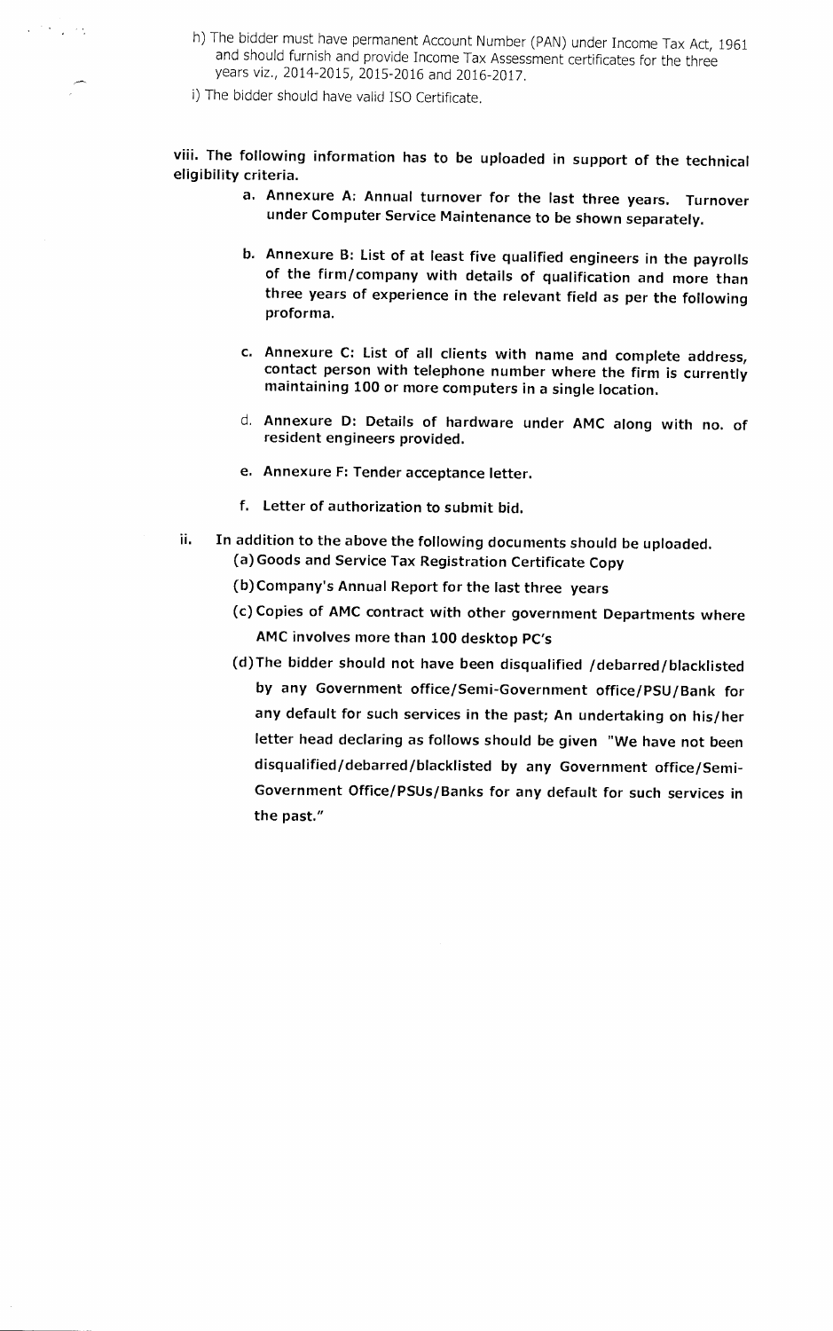h) The bidder must have permanent Account Number (PAN) under Income Tax Act, 1961 and should furnish and provide Income Tax Assessment certificates for the three years viz., 2014-2015, 2015-2016 and 2016-2017.

i) The bidder should have valid ISO Certificate.

**viii. The following information has to be uploaded in support of the technical eligibility criteria.**

- **a. Annexure A: Annual turnover for the last three years. Turnover under Computer Service Maintenance to be shown separately.**
- **b. Annexure B: List of at least five qualified engineers in the payrolls of the firm/company with details of qualification and more than three years of experience in the relevant field as per the following proforma.**
- **c. Annexure C: List of all clients with name and complete address, contact person with telephone number where the firm is currently maintaining 100 or more computers in a single location.**
- **d. Annexure D: Details of hardware under AMC along with no. of resident engineers provided.**
- **e. Annexure F: Tender acceptance letter.**
- **f. Letter of authorization to submit bid.**

**ii. In addition to the above the following documents should be uploaded.**

- **(a) Goods and Service Tax Registration Certificate Copy**
- **(b) Company's Annual Report for the last three years**
- **(c) Copies of AMC contract with other government Departments where AMC involves more than 100 desktop PC's**
- **(d) The bidder should not have been disqualified /debarred/blacklisted by any Government office/Semi-Government office/PSU/Bank for any default for such services in the past; An undertaking on his/her letter head declaring as follows should be given "We have not been disqualified/debarred/blacklisted by any Government office/Semi-Government Office/PSUs/Banks for any default for such services in the past."**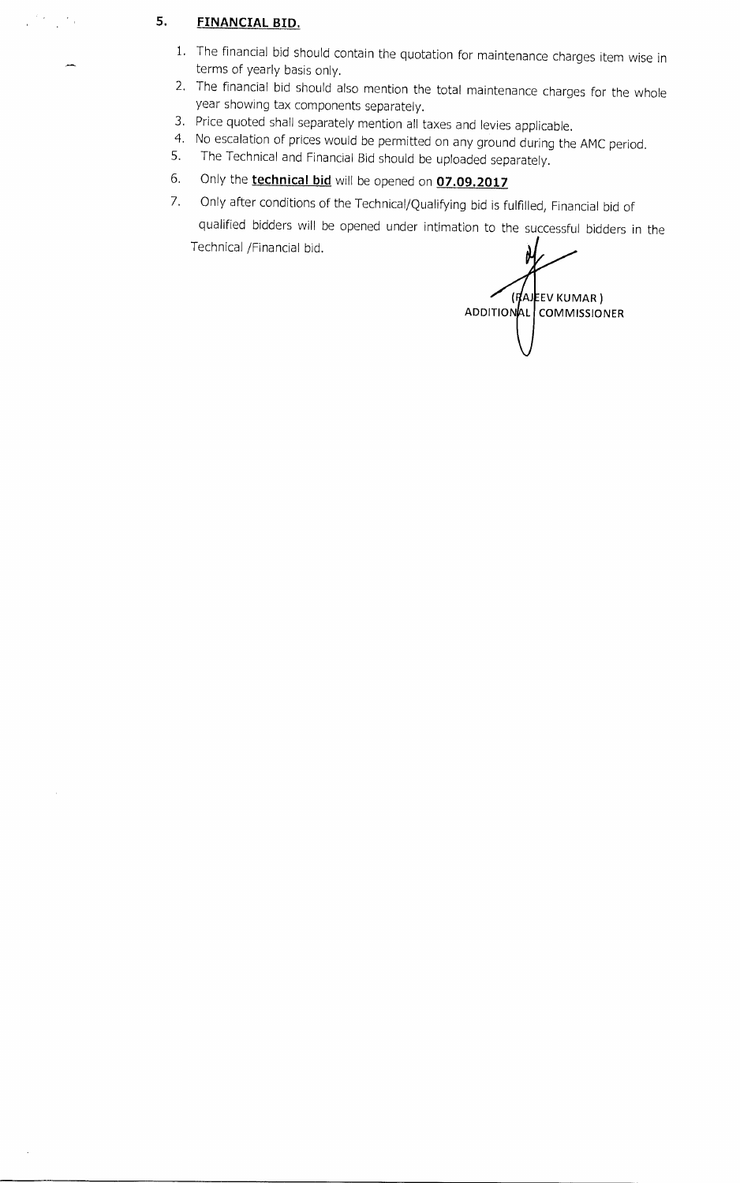## 5. FINANCIAL BID.

1. The financial bid should contain the quotation for maintenance charges item wise in terms of yearly basis only.
2. The financial bid should also mention the total maintenance charges for the whole year showing tax components separately.
3. Price quoted shall separately mention all taxes and levies applicable.
4. No escalation of prices would be permitted on any ground during the AMC period.
5. The Technical and Financial Bid should be uploaded separately.
6. Only the **technical bid** will be opened on **07.09.2017**
7. Only after conditions of the Technical/Qualifying bid is fulfilled, Financial bid of qualified bidders will be opened under intimation to the successful bidders in the Technical /Financial bid.

(RAJEEV KUMAR)
ADDITIONAL COMMISSIONER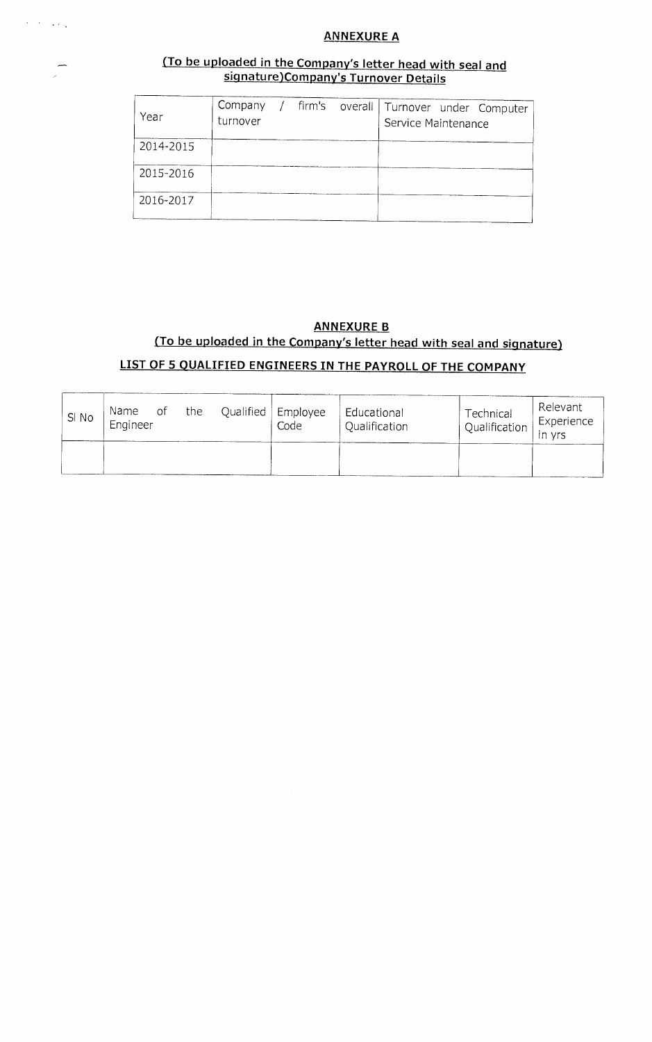## ANNEXURE A

**(To be uploaded in the Company's letter head with seal and signature)Company's Turnover Details**

| Year | Company / firm's overall turnover | Turnover under Computer Service Maintenance |
|---|---|---|
| 2014-2015 | | |
| 2015-2016 | | |
| 2016-2017 | | |

## ANNEXURE B

**(To be uploaded in the Company's letter head with seal and signature)**

**LIST OF 5 QUALIFIED ENGINEERS IN THE PAYROLL OF THE COMPANY**

| Sl No | Name of the Qualified Engineer | Employee Code | Educational Qualification | Technical Qualification | Relevant Experience in yrs |
|---|---|---|---|---|---|
| | | | | | |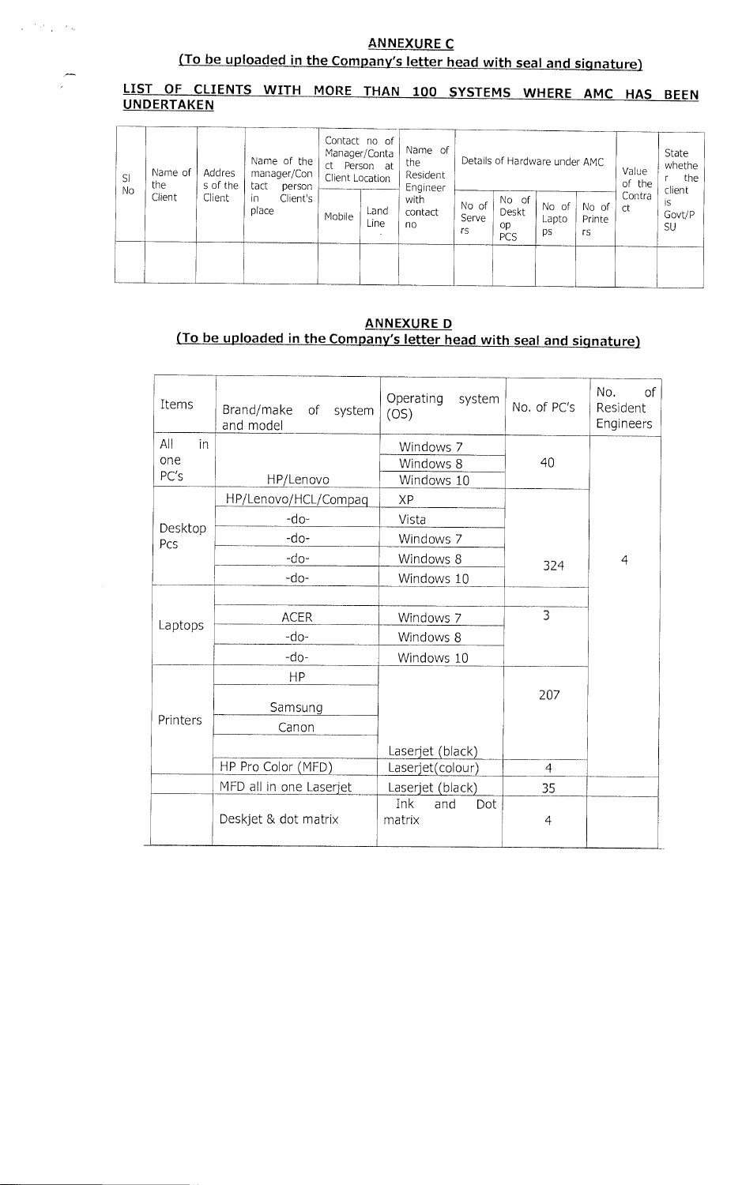## ANNEXURE C

**(To be uploaded in the Company's letter head with seal and signature)**

**LIST OF CLIENTS WITH MORE THAN 100 SYSTEMS WHERE AMC HAS BEEN UNDERTAKEN**

| Sl No | Name of the Client | Address of the Client | Name of the manager/Contact person in Client's place | Contact no of Manager/Contact Person at Client Location | | Name of the Resident Engineer with contact no | Details of Hardware under AMC | | | | Value of the Contract | State whether the client is Govt/PSU |
|---|---|---|---|---|---|---|---|---|---|---|---|---|
| | | | | Mobile | Land Line | | No of Servers | No of Desktop PCS | No of Laptops | No of Printers | | |
| | | | | | | | | | | | | |

## ANNEXURE D

**(To be uploaded in the Company's letter head with seal and signature)**

| Items | Brand/make of system and model | Operating system (OS) | No. of PC's | No. of Resident Engineers |
|---|---|---|---|---|
| All in one PC's | HP/Lenovo | Windows 7 | 40 | 4 |
| | | Windows 8 | | |
| | | Windows 10 | | |
| Desktop Pcs | HP/Lenovo/HCL/Compaq | XP | 324 | |
| | -do- | Vista | | |
| | -do- | Windows 7 | | |
| | -do- | Windows 8 | | |
| | -do- | Windows 10 | | |
| Laptops | ACER | Windows 7 | 3 | |
| | -do- | Windows 8 | | |
| | -do- | Windows 10 | | |
| Printers | HP | Laserjet (black) | 207 | |
| | Samsung | | | |
| | Canon | | | |
| | HP Pro Color (MFD) | Laserjet(colour) | 4 | |
| | MFD all in one Laserjet | Laserjet (black) | 35 | |
| | Deskjet & dot matrix | Ink and Dot matrix | 4 | |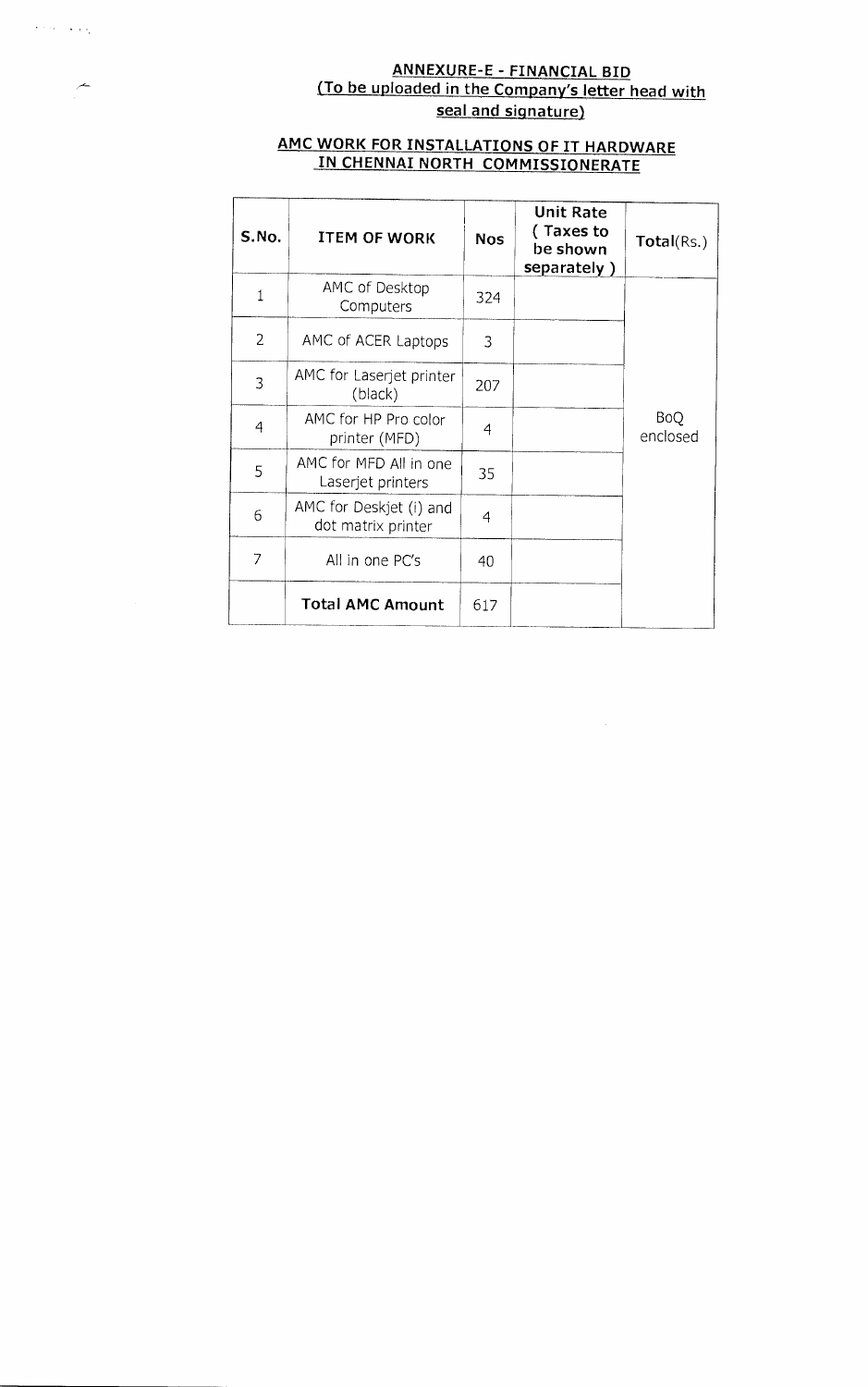## ANNEXURE-E - FINANCIAL BID

## (To be uploaded in the Company's letter head with seal and signature)

### AMC WORK FOR INSTALLATIONS OF IT HARDWARE IN CHENNAI NORTH COMMISSIONERATE

| S.No. | ITEM OF WORK | Nos | Unit Rate ( Taxes to be shown separately ) | Total(Rs.) |
|---|---|---|---|---|
| 1 | AMC of Desktop Computers | 324 | | BoQ enclosed |
| 2 | AMC of ACER Laptops | 3 | | |
| 3 | AMC for Laserjet printer (black) | 207 | | |
| 4 | AMC for HP Pro color printer (MFD) | 4 | | |
| 5 | AMC for MFD All in one Laserjet printers | 35 | | |
| 6 | AMC for Deskjet (i) and dot matrix printer | 4 | | |
| 7 | All in one PC's | 40 | | |
| | **Total AMC Amount** | 617 | | |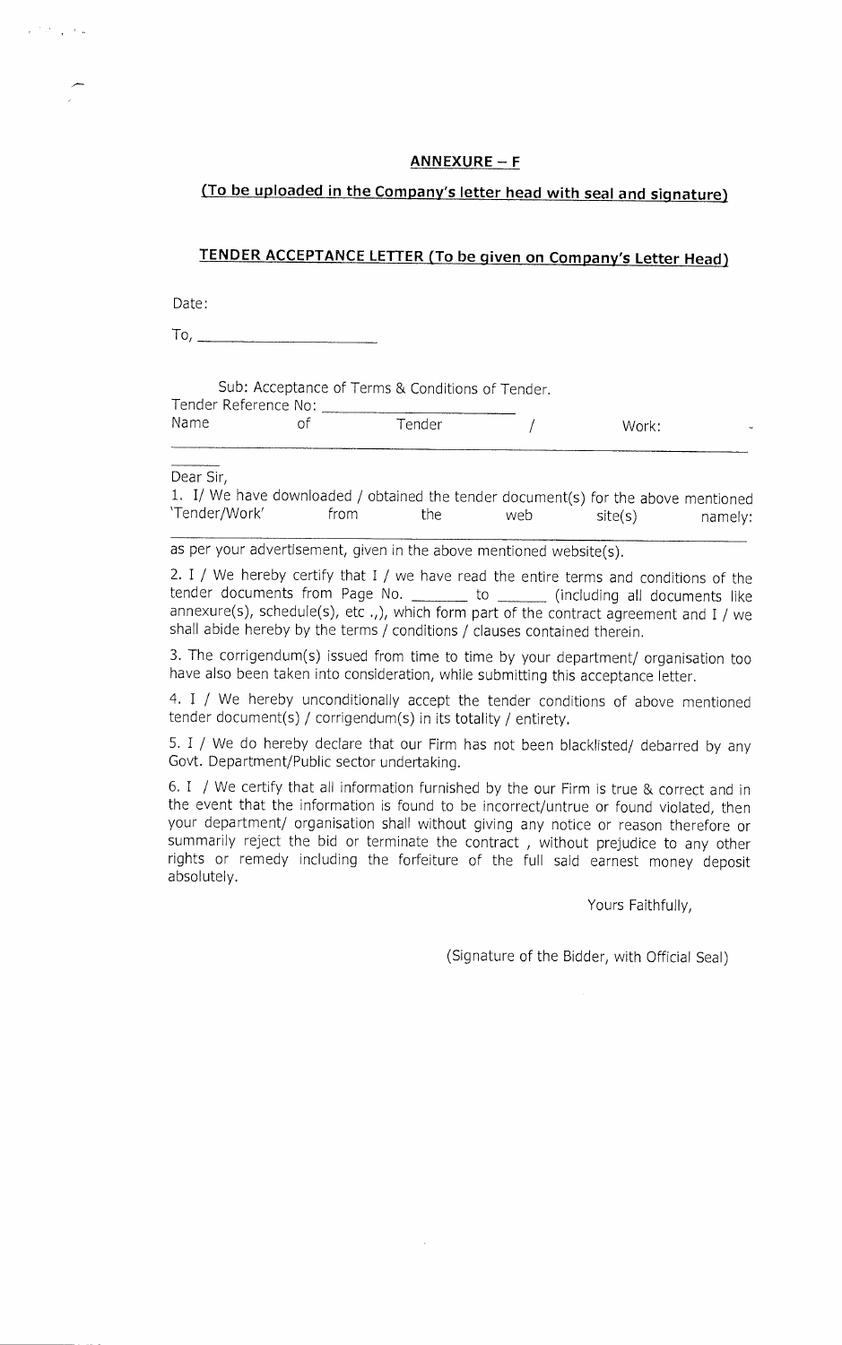## ANNEXURE – F

### (To be uploaded in the Company's letter head with seal and signature)

### TENDER ACCEPTANCE LETTER (To be given on Company's Letter Head)

Date:

To, ______________________

Sub: Acceptance of Terms & Conditions of Tender.
Tender Reference No: ______________________
Name of Tender / Work: ______________________________________________

Dear Sir,

1. I/ We have downloaded / obtained the tender document(s) for the above mentioned 'Tender/Work' from the web site(s) namely: ______________________________________________ as per your advertisement, given in the above mentioned website(s).

2. I / We hereby certify that I / we have read the entire terms and conditions of the tender documents from Page No. _______ to ______ (including all documents like annexure(s), schedule(s), etc .,), which form part of the contract agreement and I / we shall abide hereby by the terms / conditions / clauses contained therein.

3. The corrigendum(s) issued from time to time by your department/ organisation too have also been taken into consideration, while submitting this acceptance letter.

4. I / We hereby unconditionally accept the tender conditions of above mentioned tender document(s) / corrigendum(s) in its totality / entirety.

5. I / We do hereby declare that our Firm has not been blacklisted/ debarred by any Govt. Department/Public sector undertaking.

6. I / We certify that all information furnished by the our Firm is true & correct and in the event that the information is found to be incorrect/untrue or found violated, then your department/ organisation shall without giving any notice or reason therefore or summarily reject the bid or terminate the contract , without prejudice to any other rights or remedy including the forfeiture of the full said earnest money deposit absolutely.

Yours Faithfully,

(Signature of the Bidder, with Official Seal)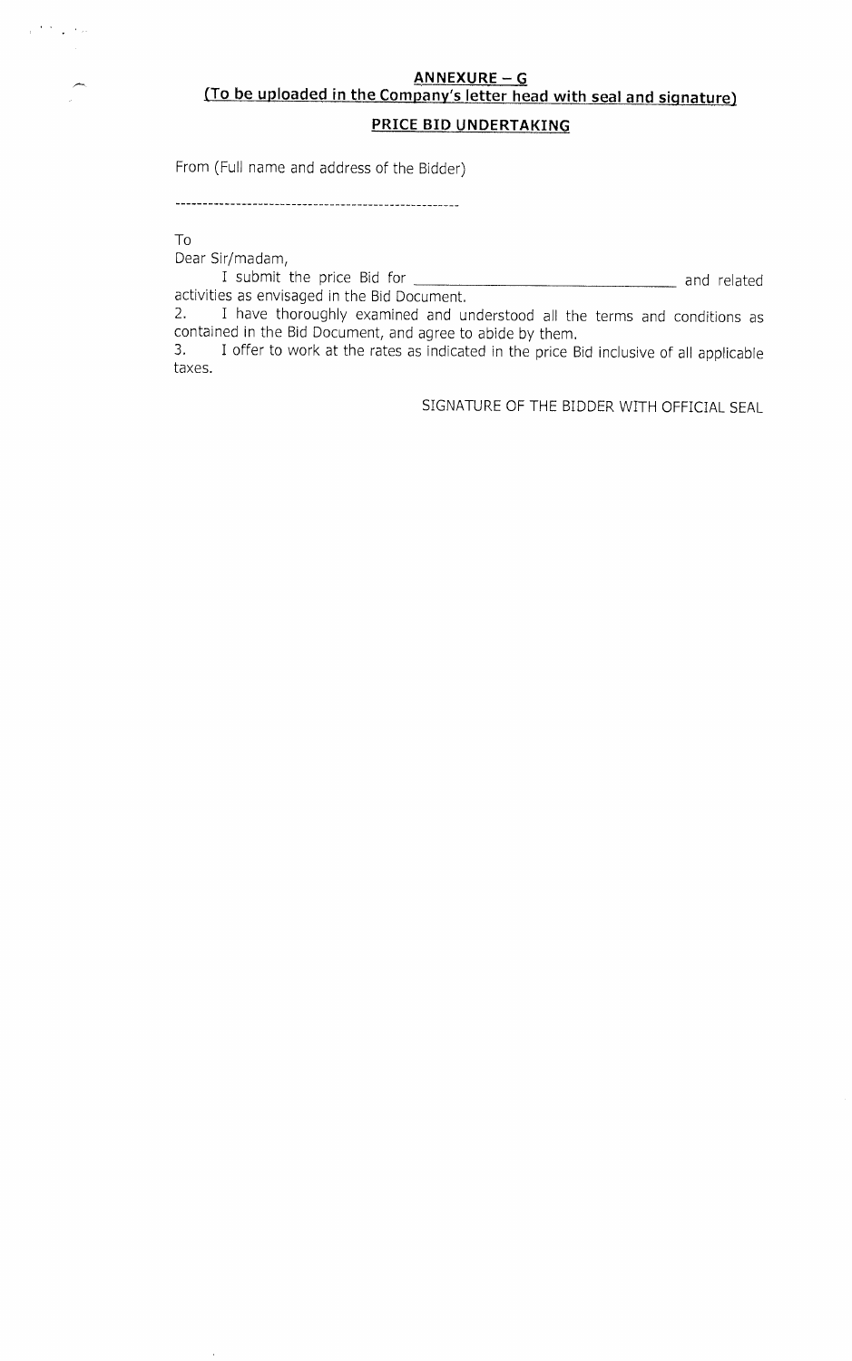## ANNEXURE – G

**(To be uploaded in the Company's letter head with seal and signature)**

### PRICE BID UNDERTAKING

From (Full name and address of the Bidder)

------------------------------------------------------

To

Dear Sir/madam,

I submit the price Bid for ______________________________ and related activities as envisaged in the Bid Document.

2. I have thoroughly examined and understood all the terms and conditions as contained in the Bid Document, and agree to abide by them.

3. I offer to work at the rates as indicated in the price Bid inclusive of all applicable taxes.

SIGNATURE OF THE BIDDER WITH OFFICIAL SEAL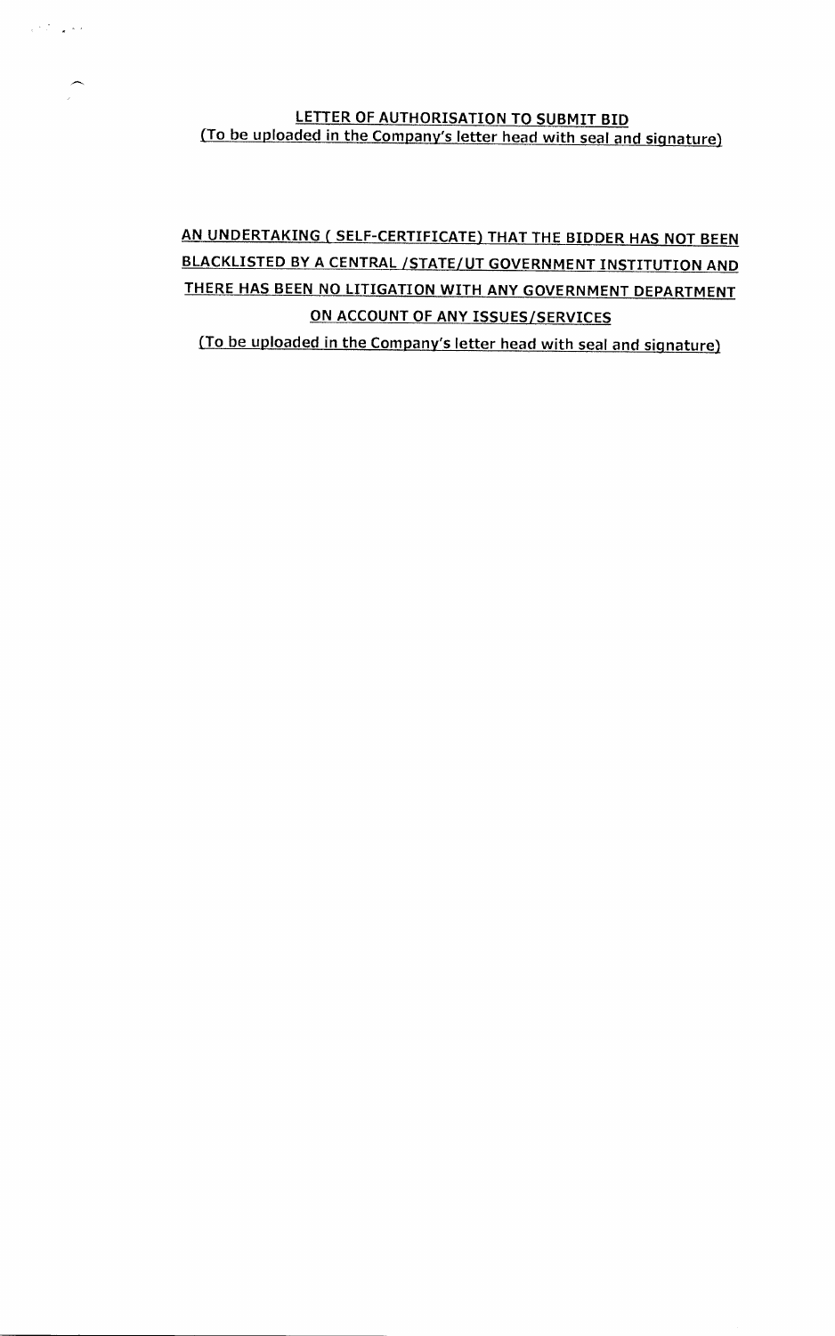**LETTER OF AUTHORISATION TO SUBMIT BID**
(To be uploaded in the Company's letter head with seal and signature)

**AN UNDERTAKING ( SELF-CERTIFICATE) THAT THE BIDDER HAS NOT BEEN BLACKLISTED BY A CENTRAL /STATE/UT GOVERNMENT INSTITUTION AND THERE HAS BEEN NO LITIGATION WITH ANY GOVERNMENT DEPARTMENT ON ACCOUNT OF ANY ISSUES/SERVICES**

(To be uploaded in the Company's letter head with seal and signature)